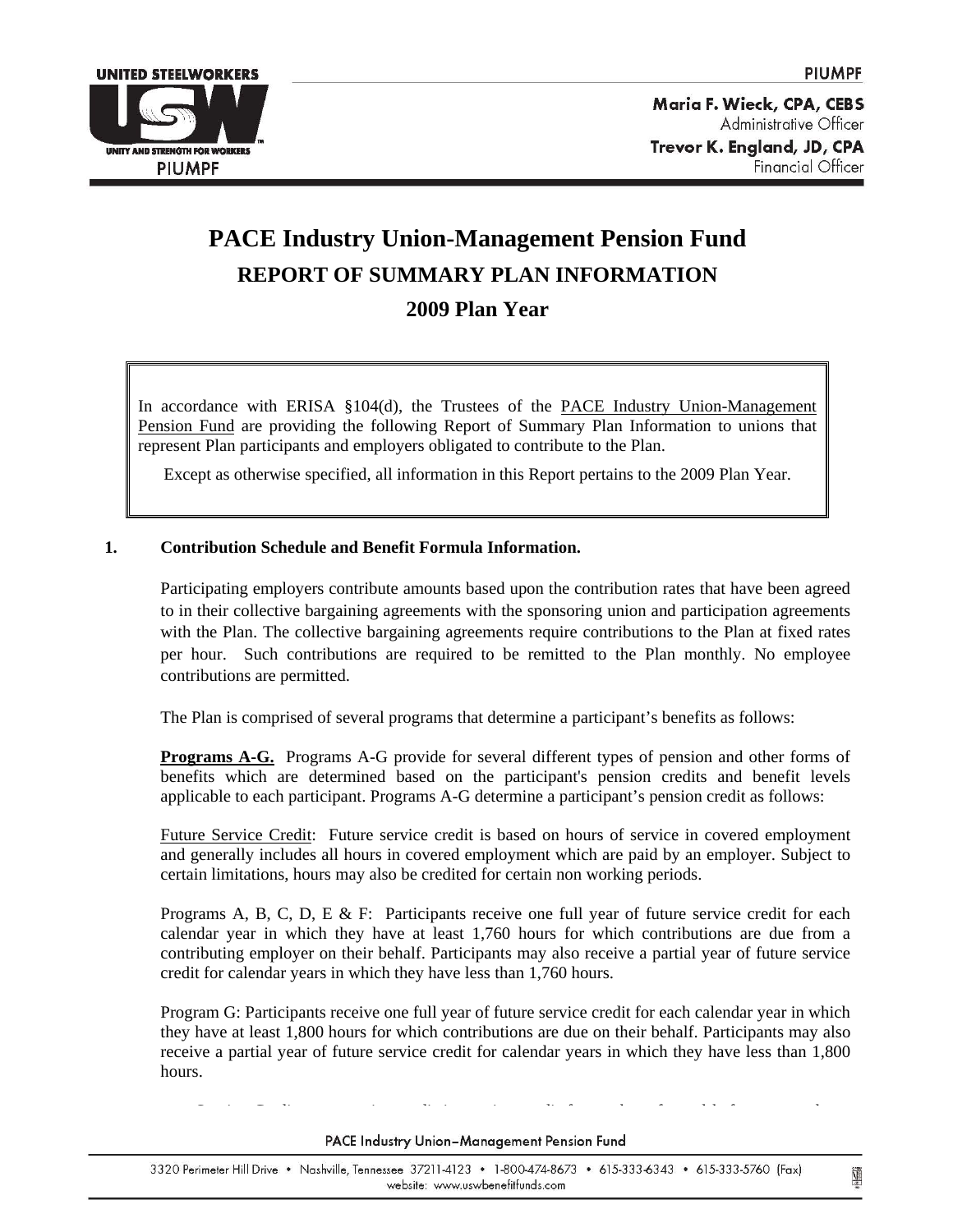# PACE Industry Union-Management Pension Fund

## REPORT OF SUMMARY PLAN INFORMATION

## 2009 Plan Year

> In accordance with ERISA §104(d), the Trustees of the PACE Industry Union-Management Pension Fund are providing the following Report of Summary Plan Information to unions that represent Plan participants and employers obligated to contribute to the Plan.
>
> Except as otherwise specified, all information in this Report pertains to the 2009 Plan Year.

**1. Contribution Schedule and Benefit Formula Information.**

Participating employers contribute amounts based upon the contribution rates that have been agreed to in their collective bargaining agreements with the sponsoring union and participation agreements with the Plan. The collective bargaining agreements require contributions to the Plan at fixed rates per hour. Such contributions are required to be remitted to the Plan monthly. No employee contributions are permitted.

The Plan is comprised of several programs that determine a participant's benefits as follows:

**Programs A-G.** Programs A-G provide for several different types of pension and other forms of benefits which are determined based on the participant's pension credits and benefit levels applicable to each participant. Programs A-G determine a participant's pension credit as follows:

Future Service Credit: Future service credit is based on hours of service in covered employment and generally includes all hours in covered employment which are paid by an employer. Subject to certain limitations, hours may also be credited for certain non working periods.

Programs A, B, C, D, E & F: Participants receive one full year of future service credit for each calendar year in which they have at least 1,760 hours for which contributions are due from a contributing employer on their behalf. Participants may also receive a partial year of future service credit for calendar years in which they have less than 1,760 hours.

Program G: Participants receive one full year of future service credit for each calendar year in which they have at least 1,800 hours for which contributions are due on their behalf. Participants may also receive a partial year of future service credit for calendar years in which they have less than 1,800 hours.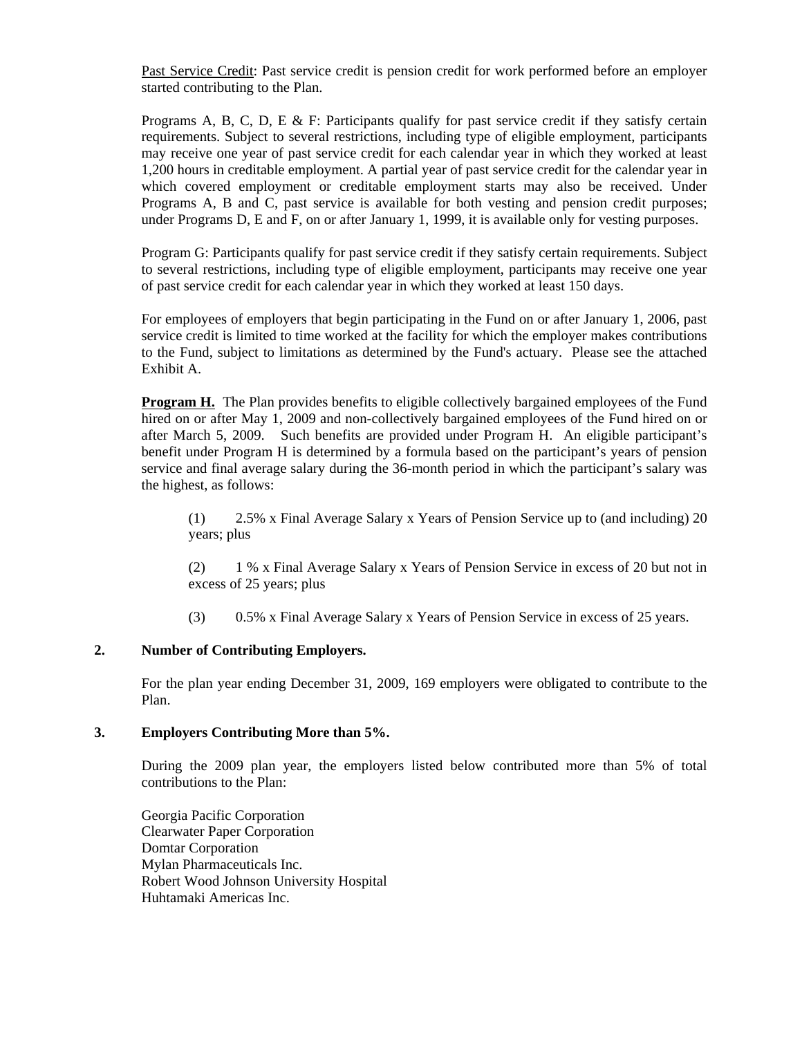Past Service Credit: Past service credit is pension credit for work performed before an employer started contributing to the Plan.

Programs A, B, C, D, E & F: Participants qualify for past service credit if they satisfy certain requirements. Subject to several restrictions, including type of eligible employment, participants may receive one year of past service credit for each calendar year in which they worked at least 1,200 hours in creditable employment. A partial year of past service credit for the calendar year in which covered employment or creditable employment starts may also be received. Under Programs A, B and C, past service is available for both vesting and pension credit purposes; under Programs D, E and F, on or after January 1, 1999, it is available only for vesting purposes.

Program G: Participants qualify for past service credit if they satisfy certain requirements. Subject to several restrictions, including type of eligible employment, participants may receive one year of past service credit for each calendar year in which they worked at least 150 days.

For employees of employers that begin participating in the Fund on or after January 1, 2006, past service credit is limited to time worked at the facility for which the employer makes contributions to the Fund, subject to limitations as determined by the Fund's actuary. Please see the attached Exhibit A.

**Program H.** The Plan provides benefits to eligible collectively bargained employees of the Fund hired on or after May 1, 2009 and non-collectively bargained employees of the Fund hired on or after March 5, 2009. Such benefits are provided under Program H. An eligible participant's benefit under Program H is determined by a formula based on the participant's years of pension service and final average salary during the 36-month period in which the participant's salary was the highest, as follows:

(1) 2.5% x Final Average Salary x Years of Pension Service up to (and including) 20 years; plus

(2) 1 % x Final Average Salary x Years of Pension Service in excess of 20 but not in excess of 25 years; plus

(3) 0.5% x Final Average Salary x Years of Pension Service in excess of 25 years.

## 2. Number of Contributing Employers.

For the plan year ending December 31, 2009, 169 employers were obligated to contribute to the Plan.

## 3. Employers Contributing More than 5%.

During the 2009 plan year, the employers listed below contributed more than 5% of total contributions to the Plan:

Georgia Pacific Corporation  
Clearwater Paper Corporation  
Domtar Corporation  
Mylan Pharmaceuticals Inc.  
Robert Wood Johnson University Hospital  
Huhtamaki Americas Inc.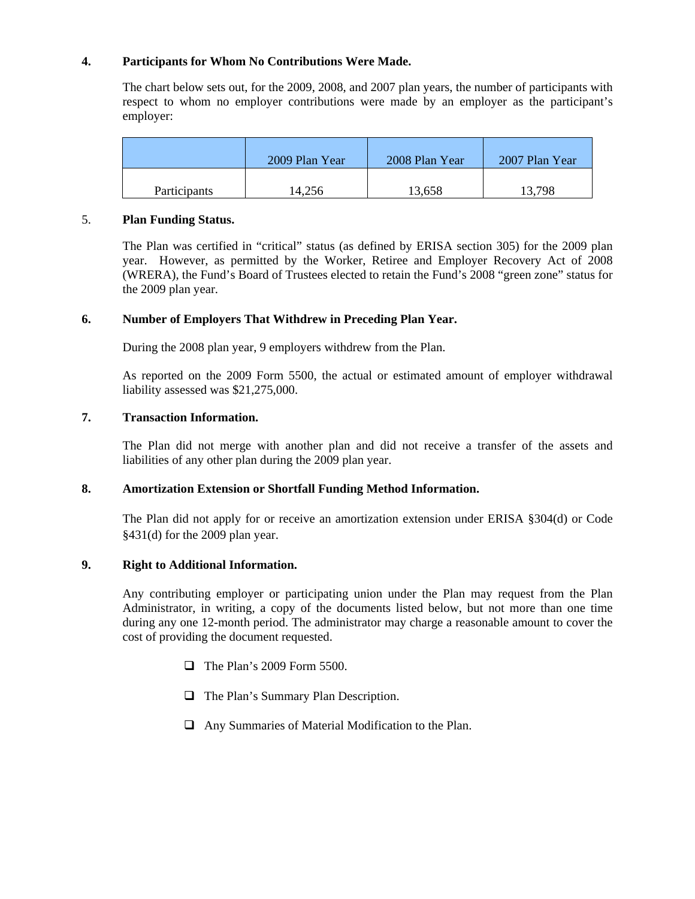**4. Participants for Whom No Contributions Were Made.**

The chart below sets out, for the 2009, 2008, and 2007 plan years, the number of participants with respect to whom no employer contributions were made by an employer as the participant's employer:

| | 2009 Plan Year | 2008 Plan Year | 2007 Plan Year |
|---|---|---|---|
| Participants | 14,256 | 13,658 | 13,798 |

5. **Plan Funding Status.**

The Plan was certified in "critical" status (as defined by ERISA section 305) for the 2009 plan year. However, as permitted by the Worker, Retiree and Employer Recovery Act of 2008 (WRERA), the Fund's Board of Trustees elected to retain the Fund's 2008 "green zone" status for the 2009 plan year.

**6. Number of Employers That Withdrew in Preceding Plan Year.**

During the 2008 plan year, 9 employers withdrew from the Plan.

As reported on the 2009 Form 5500, the actual or estimated amount of employer withdrawal liability assessed was $21,275,000.

**7. Transaction Information.**

The Plan did not merge with another plan and did not receive a transfer of the assets and liabilities of any other plan during the 2009 plan year.

**8. Amortization Extension or Shortfall Funding Method Information.**

The Plan did not apply for or receive an amortization extension under ERISA §304(d) or Code §431(d) for the 2009 plan year.

**9. Right to Additional Information.**

Any contributing employer or participating union under the Plan may request from the Plan Administrator, in writing, a copy of the documents listed below, but not more than one time during any one 12-month period. The administrator may charge a reasonable amount to cover the cost of providing the document requested.

- The Plan's 2009 Form 5500.
- The Plan's Summary Plan Description.
- Any Summaries of Material Modification to the Plan.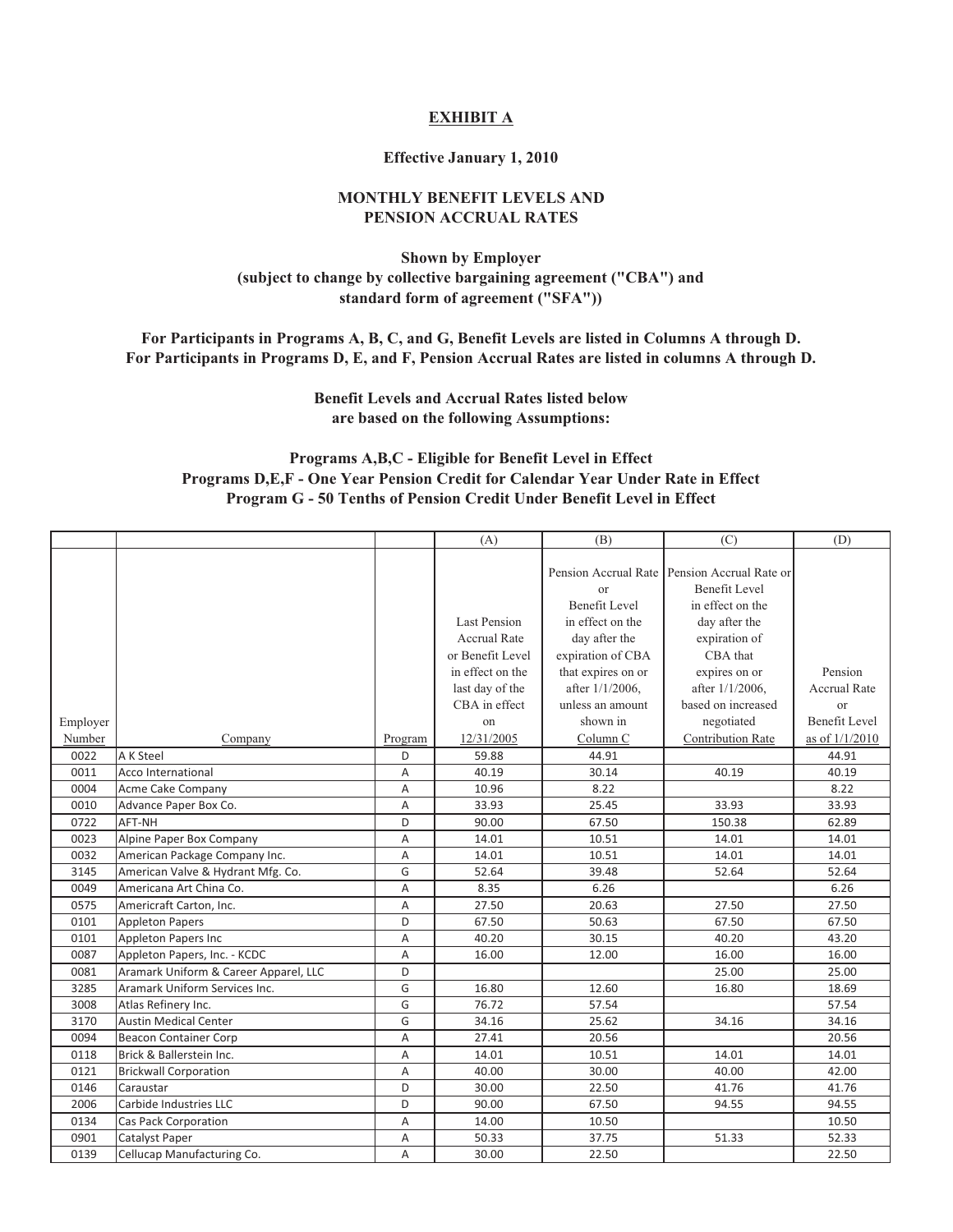**EXHIBIT A**

**Effective January 1, 2010**

**MONTHLY BENEFIT LEVELS AND PENSION ACCRUAL RATES**

**Shown by Employer (subject to change by collective bargaining agreement ("CBA") and standard form of agreement ("SFA"))**

**For Participants in Programs A, B, C, and G, Benefit Levels are listed in Columns A through D. For Participants in Programs D, E, and F, Pension Accrual Rates are listed in columns A through D.**

**Benefit Levels and Accrual Rates listed below are based on the following Assumptions:**

**Programs A,B,C - Eligible for Benefit Level in Effect**
**Programs D,E,F - One Year Pension Credit for Calendar Year Under Rate in Effect**
**Program G - 50 Tenths of Pension Credit Under Benefit Level in Effect**

| | | | (A) | (B) | (C) | (D) |
|---|---|---|---|---|---|---|
| Employer Number | Company | Program | Last Pension Accrual Rate or Benefit Level in effect on the last day of the CBA in effect on 12/31/2005 | Pension Accrual Rate or Benefit Level in effect on the day after the expiration of CBA that expires on or after 1/1/2006, unless an amount shown in Column C | Pension Accrual Rate or Benefit Level in effect on the day after the expiration of CBA that expires on or after 1/1/2006, based on increased negotiated Contribution Rate | Pension Accrual Rate or Benefit Level as of 1/1/2010 |
| 0022 | A K Steel | D | 59.88 | 44.91 | | 44.91 |
| 0011 | Acco International | A | 40.19 | 30.14 | 40.19 | 40.19 |
| 0004 | Acme Cake Company | A | 10.96 | 8.22 | | 8.22 |
| 0010 | Advance Paper Box Co. | A | 33.93 | 25.45 | 33.93 | 33.93 |
| 0722 | AFT-NH | D | 90.00 | 67.50 | 150.38 | 62.89 |
| 0023 | Alpine Paper Box Company | A | 14.01 | 10.51 | 14.01 | 14.01 |
| 0032 | American Package Company Inc. | A | 14.01 | 10.51 | 14.01 | 14.01 |
| 3145 | American Valve & Hydrant Mfg. Co. | G | 52.64 | 39.48 | 52.64 | 52.64 |
| 0049 | Americana Art China Co. | A | 8.35 | 6.26 | | 6.26 |
| 0575 | Americraft Carton, Inc. | A | 27.50 | 20.63 | 27.50 | 27.50 |
| 0101 | Appleton Papers | D | 67.50 | 50.63 | 67.50 | 67.50 |
| 0101 | Appleton Papers Inc | A | 40.20 | 30.15 | 40.20 | 43.20 |
| 0087 | Appleton Papers, Inc. - KCDC | A | 16.00 | 12.00 | 16.00 | 16.00 |
| 0081 | Aramark Uniform & Career Apparel, LLC | D | | | 25.00 | 25.00 |
| 3285 | Aramark Uniform Services Inc. | G | 16.80 | 12.60 | 16.80 | 18.69 |
| 3008 | Atlas Refinery Inc. | G | 76.72 | 57.54 | | 57.54 |
| 3170 | Austin Medical Center | G | 34.16 | 25.62 | 34.16 | 34.16 |
| 0094 | Beacon Container Corp | A | 27.41 | 20.56 | | 20.56 |
| 0118 | Brick & Ballerstein Inc. | A | 14.01 | 10.51 | 14.01 | 14.01 |
| 0121 | Brickwall Corporation | A | 40.00 | 30.00 | 40.00 | 42.00 |
| 0146 | Caraustar | D | 30.00 | 22.50 | 41.76 | 41.76 |
| 2006 | Carbide Industries LLC | D | 90.00 | 67.50 | 94.55 | 94.55 |
| 0134 | Cas Pack Corporation | A | 14.00 | 10.50 | | 10.50 |
| 0901 | Catalyst Paper | A | 50.33 | 37.75 | 51.33 | 52.33 |
| 0139 | Cellucap Manufacturing Co. | A | 30.00 | 22.50 | | 22.50 |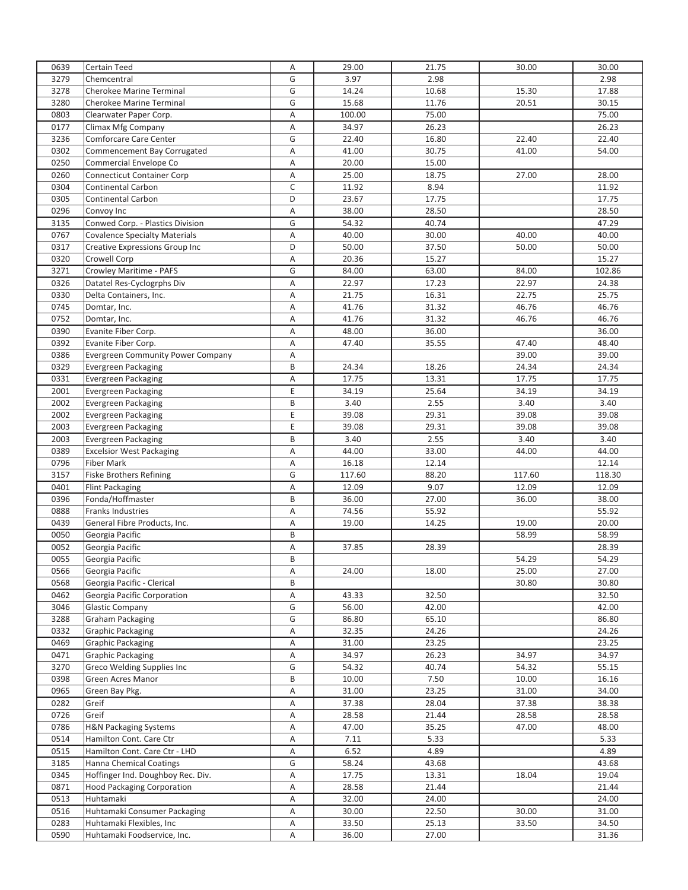| | | | | | | |
|---|---|---|---|---|---|---|
| 0639 | Certain Teed | A | 29.00 | 21.75 | 30.00 | 30.00 |
| 3279 | Chemcentral | G | 3.97 | 2.98 | | 2.98 |
| 3278 | Cherokee Marine Terminal | G | 14.24 | 10.68 | 15.30 | 17.88 |
| 3280 | Cherokee Marine Terminal | G | 15.68 | 11.76 | 20.51 | 30.15 |
| 0803 | Clearwater Paper Corp. | A | 100.00 | 75.00 | | 75.00 |
| 0177 | Climax Mfg Company | A | 34.97 | 26.23 | | 26.23 |
| 3236 | Comforcare Care Center | G | 22.40 | 16.80 | 22.40 | 22.40 |
| 0302 | Commencement Bay Corrugated | A | 41.00 | 30.75 | 41.00 | 54.00 |
| 0250 | Commercial Envelope Co | A | 20.00 | 15.00 | | |
| 0260 | Connecticut Container Corp | A | 25.00 | 18.75 | 27.00 | 28.00 |
| 0304 | Continental Carbon | C | 11.92 | 8.94 | | 11.92 |
| 0305 | Continental Carbon | D | 23.67 | 17.75 | | 17.75 |
| 0296 | Convoy Inc | A | 38.00 | 28.50 | | 28.50 |
| 3135 | Conwed Corp. - Plastics Division | G | 54.32 | 40.74 | | 47.29 |
| 0767 | Covalence Specialty Materials | A | 40.00 | 30.00 | 40.00 | 40.00 |
| 0317 | Creative Expressions Group Inc | D | 50.00 | 37.50 | 50.00 | 50.00 |
| 0320 | Crowell Corp | A | 20.36 | 15.27 | | 15.27 |
| 3271 | Crowley Maritime - PAFS | G | 84.00 | 63.00 | 84.00 | 102.86 |
| 0326 | Datatel Res-Cyclogrphs Div | A | 22.97 | 17.23 | 22.97 | 24.38 |
| 0330 | Delta Containers, Inc. | A | 21.75 | 16.31 | 22.75 | 25.75 |
| 0745 | Domtar, Inc. | A | 41.76 | 31.32 | 46.76 | 46.76 |
| 0752 | Domtar, Inc. | A | 41.76 | 31.32 | 46.76 | 46.76 |
| 0390 | Evanite Fiber Corp. | A | 48.00 | 36.00 | | 36.00 |
| 0392 | Evanite Fiber Corp. | A | 47.40 | 35.55 | 47.40 | 48.40 |
| 0386 | Evergreen Community Power Company | A | | | 39.00 | 39.00 |
| 0329 | Evergreen Packaging | B | 24.34 | 18.26 | 24.34 | 24.34 |
| 0331 | Evergreen Packaging | A | 17.75 | 13.31 | 17.75 | 17.75 |
| 2001 | Evergreen Packaging | E | 34.19 | 25.64 | 34.19 | 34.19 |
| 2002 | Evergreen Packaging | B | 3.40 | 2.55 | 3.40 | 3.40 |
| 2002 | Evergreen Packaging | E | 39.08 | 29.31 | 39.08 | 39.08 |
| 2003 | Evergreen Packaging | E | 39.08 | 29.31 | 39.08 | 39.08 |
| 2003 | Evergreen Packaging | B | 3.40 | 2.55 | 3.40 | 3.40 |
| 0389 | Excelsior West Packaging | A | 44.00 | 33.00 | 44.00 | 44.00 |
| 0796 | Fiber Mark | A | 16.18 | 12.14 | | 12.14 |
| 3157 | Fiske Brothers Refining | G | 117.60 | 88.20 | 117.60 | 118.30 |
| 0401 | Flint Packaging | A | 12.09 | 9.07 | 12.09 | 12.09 |
| 0396 | Fonda/Hoffmaster | B | 36.00 | 27.00 | 36.00 | 38.00 |
| 0888 | Franks Industries | A | 74.56 | 55.92 | | 55.92 |
| 0439 | General Fibre Products, Inc. | A | 19.00 | 14.25 | 19.00 | 20.00 |
| 0050 | Georgia Pacific | B | | | 58.99 | 58.99 |
| 0052 | Georgia Pacific | A | 37.85 | 28.39 | | 28.39 |
| 0055 | Georgia Pacific | B | | | 54.29 | 54.29 |
| 0566 | Georgia Pacific | A | 24.00 | 18.00 | 25.00 | 27.00 |
| 0568 | Georgia Pacific - Clerical | B | | | 30.80 | 30.80 |
| 0462 | Georgia Pacific Corporation | A | 43.33 | 32.50 | | 32.50 |
| 3046 | Glastic Company | G | 56.00 | 42.00 | | 42.00 |
| 3288 | Graham Packaging | G | 86.80 | 65.10 | | 86.80 |
| 0332 | Graphic Packaging | A | 32.35 | 24.26 | | 24.26 |
| 0469 | Graphic Packaging | A | 31.00 | 23.25 | | 23.25 |
| 0471 | Graphic Packaging | A | 34.97 | 26.23 | 34.97 | 34.97 |
| 3270 | Greco Welding Supplies Inc | G | 54.32 | 40.74 | 54.32 | 55.15 |
| 0398 | Green Acres Manor | B | 10.00 | 7.50 | 10.00 | 16.16 |
| 0965 | Green Bay Pkg. | A | 31.00 | 23.25 | 31.00 | 34.00 |
| 0282 | Greif | A | 37.38 | 28.04 | 37.38 | 38.38 |
| 0726 | Greif | A | 28.58 | 21.44 | 28.58 | 28.58 |
| 0786 | H&N Packaging Systems | A | 47.00 | 35.25 | 47.00 | 48.00 |
| 0514 | Hamilton Cont. Care Ctr | A | 7.11 | 5.33 | | 5.33 |
| 0515 | Hamilton Cont. Care Ctr - LHD | A | 6.52 | 4.89 | | 4.89 |
| 3185 | Hanna Chemical Coatings | G | 58.24 | 43.68 | | 43.68 |
| 0345 | Hoffinger Ind. Doughboy Rec. Div. | A | 17.75 | 13.31 | 18.04 | 19.04 |
| 0871 | Hood Packaging Corporation | A | 28.58 | 21.44 | | 21.44 |
| 0513 | Huhtamaki | A | 32.00 | 24.00 | | 24.00 |
| 0516 | Huhtamaki Consumer Packaging | A | 30.00 | 22.50 | 30.00 | 31.00 |
| 0283 | Huhtamaki Flexibles, Inc | A | 33.50 | 25.13 | 33.50 | 34.50 |
| 0590 | Huhtamaki Foodservice, Inc. | A | 36.00 | 27.00 | | 31.36 |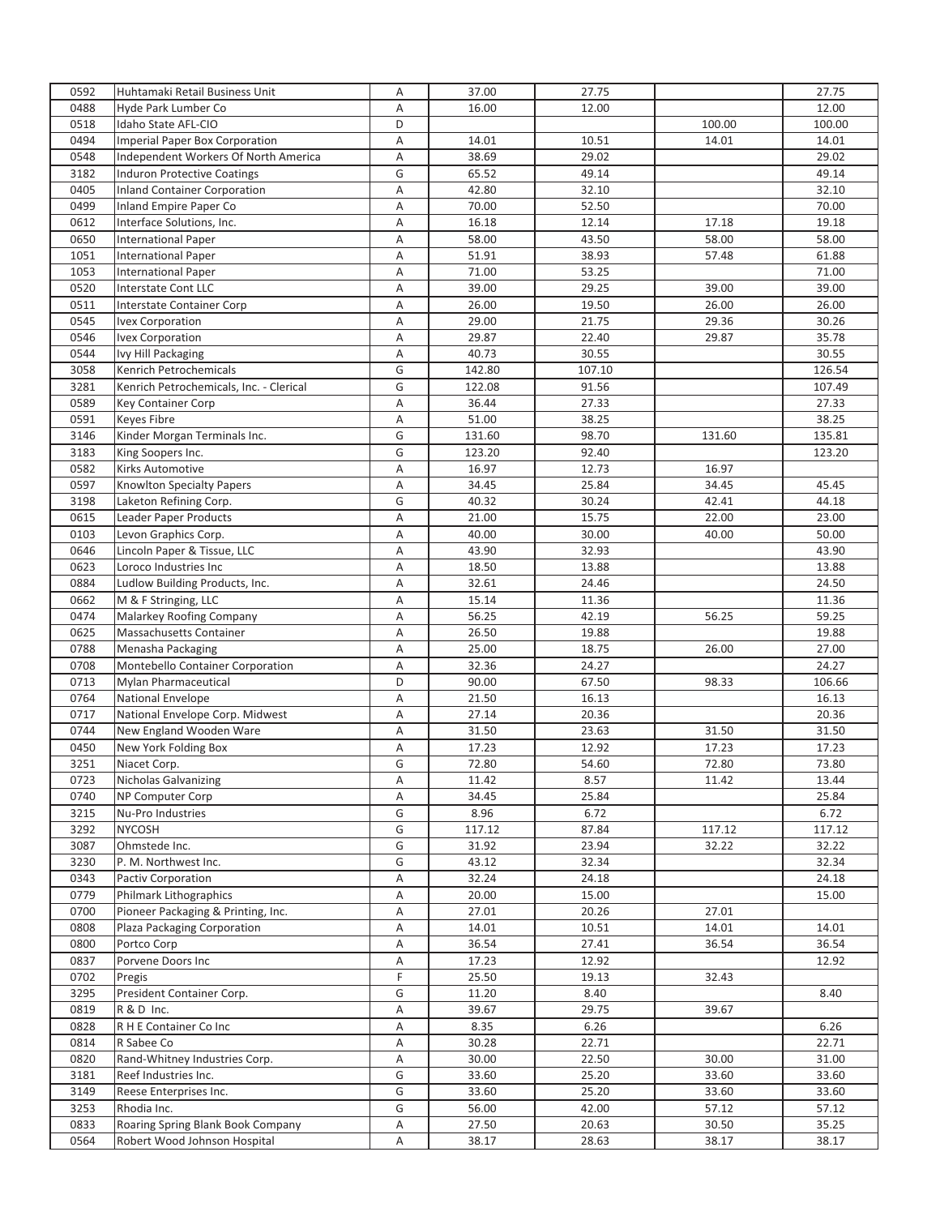| | | | | | | |
|---|---|---|---|---|---|---|
| 0592 | Huhtamaki Retail Business Unit | A | 37.00 | 27.75 | | 27.75 |
| 0488 | Hyde Park Lumber Co | A | 16.00 | 12.00 | | 12.00 |
| 0518 | Idaho State AFL-CIO | D | | | 100.00 | 100.00 |
| 0494 | Imperial Paper Box Corporation | A | 14.01 | 10.51 | 14.01 | 14.01 |
| 0548 | Independent Workers Of North America | A | 38.69 | 29.02 | | 29.02 |
| 3182 | Induron Protective Coatings | G | 65.52 | 49.14 | | 49.14 |
| 0405 | Inland Container Corporation | A | 42.80 | 32.10 | | 32.10 |
| 0499 | Inland Empire Paper Co | A | 70.00 | 52.50 | | 70.00 |
| 0612 | Interface Solutions, Inc. | A | 16.18 | 12.14 | 17.18 | 19.18 |
| 0650 | International Paper | A | 58.00 | 43.50 | 58.00 | 58.00 |
| 1051 | International Paper | A | 51.91 | 38.93 | 57.48 | 61.88 |
| 1053 | International Paper | A | 71.00 | 53.25 | | 71.00 |
| 0520 | Interstate Cont LLC | A | 39.00 | 29.25 | 39.00 | 39.00 |
| 0511 | Interstate Container Corp | A | 26.00 | 19.50 | 26.00 | 26.00 |
| 0545 | Ivex Corporation | A | 29.00 | 21.75 | 29.36 | 30.26 |
| 0546 | Ivex Corporation | A | 29.87 | 22.40 | 29.87 | 35.78 |
| 0544 | Ivy Hill Packaging | A | 40.73 | 30.55 | | 30.55 |
| 3058 | Kenrich Petrochemicals | G | 142.80 | 107.10 | | 126.54 |
| 3281 | Kenrich Petrochemicals, Inc. - Clerical | G | 122.08 | 91.56 | | 107.49 |
| 0589 | Key Container Corp | A | 36.44 | 27.33 | | 27.33 |
| 0591 | Keyes Fibre | A | 51.00 | 38.25 | | 38.25 |
| 3146 | Kinder Morgan Terminals Inc. | G | 131.60 | 98.70 | 131.60 | 135.81 |
| 3183 | King Soopers Inc. | G | 123.20 | 92.40 | | 123.20 |
| 0582 | Kirks Automotive | A | 16.97 | 12.73 | 16.97 | |
| 0597 | Knowlton Specialty Papers | A | 34.45 | 25.84 | 34.45 | 45.45 |
| 3198 | Laketon Refining Corp. | G | 40.32 | 30.24 | 42.41 | 44.18 |
| 0615 | Leader Paper Products | A | 21.00 | 15.75 | 22.00 | 23.00 |
| 0103 | Levon Graphics Corp. | A | 40.00 | 30.00 | 40.00 | 50.00 |
| 0646 | Lincoln Paper & Tissue, LLC | A | 43.90 | 32.93 | | 43.90 |
| 0623 | Loroco Industries Inc | A | 18.50 | 13.88 | | 13.88 |
| 0884 | Ludlow Building Products, Inc. | A | 32.61 | 24.46 | | 24.50 |
| 0662 | M & F Stringing, LLC | A | 15.14 | 11.36 | | 11.36 |
| 0474 | Malarkey Roofing Company | A | 56.25 | 42.19 | 56.25 | 59.25 |
| 0625 | Massachusetts Container | A | 26.50 | 19.88 | | 19.88 |
| 0788 | Menasha Packaging | A | 25.00 | 18.75 | 26.00 | 27.00 |
| 0708 | Montebello Container Corporation | A | 32.36 | 24.27 | | 24.27 |
| 0713 | Mylan Pharmaceutical | D | 90.00 | 67.50 | 98.33 | 106.66 |
| 0764 | National Envelope | A | 21.50 | 16.13 | | 16.13 |
| 0717 | National Envelope Corp. Midwest | A | 27.14 | 20.36 | | 20.36 |
| 0744 | New England Wooden Ware | A | 31.50 | 23.63 | 31.50 | 31.50 |
| 0450 | New York Folding Box | A | 17.23 | 12.92 | 17.23 | 17.23 |
| 3251 | Niacet Corp. | G | 72.80 | 54.60 | 72.80 | 73.80 |
| 0723 | Nicholas Galvanizing | A | 11.42 | 8.57 | 11.42 | 13.44 |
| 0740 | NP Computer Corp | A | 34.45 | 25.84 | | 25.84 |
| 3215 | Nu-Pro Industries | G | 8.96 | 6.72 | | 6.72 |
| 3292 | NYCOSH | G | 117.12 | 87.84 | 117.12 | 117.12 |
| 3087 | Ohmstede Inc. | G | 31.92 | 23.94 | 32.22 | 32.22 |
| 3230 | P. M. Northwest Inc. | G | 43.12 | 32.34 | | 32.34 |
| 0343 | Pactiv Corporation | A | 32.24 | 24.18 | | 24.18 |
| 0779 | Philmark Lithographics | A | 20.00 | 15.00 | | 15.00 |
| 0700 | Pioneer Packaging & Printing, Inc. | A | 27.01 | 20.26 | 27.01 | |
| 0808 | Plaza Packaging Corporation | A | 14.01 | 10.51 | 14.01 | 14.01 |
| 0800 | Portco Corp | A | 36.54 | 27.41 | 36.54 | 36.54 |
| 0837 | Porvene Doors Inc | A | 17.23 | 12.92 | | 12.92 |
| 0702 | Pregis | F | 25.50 | 19.13 | 32.43 | |
| 3295 | President Container Corp. | G | 11.20 | 8.40 | | 8.40 |
| 0819 | R & D Inc. | A | 39.67 | 29.75 | 39.67 | |
| 0828 | R H E Container Co Inc | A | 8.35 | 6.26 | | 6.26 |
| 0814 | R Sabee Co | A | 30.28 | 22.71 | | 22.71 |
| 0820 | Rand-Whitney Industries Corp. | A | 30.00 | 22.50 | 30.00 | 31.00 |
| 3181 | Reef Industries Inc. | G | 33.60 | 25.20 | 33.60 | 33.60 |
| 3149 | Reese Enterprises Inc. | G | 33.60 | 25.20 | 33.60 | 33.60 |
| 3253 | Rhodia Inc. | G | 56.00 | 42.00 | 57.12 | 57.12 |
| 0833 | Roaring Spring Blank Book Company | A | 27.50 | 20.63 | 30.50 | 35.25 |
| 0564 | Robert Wood Johnson Hospital | A | 38.17 | 28.63 | 38.17 | 38.17 |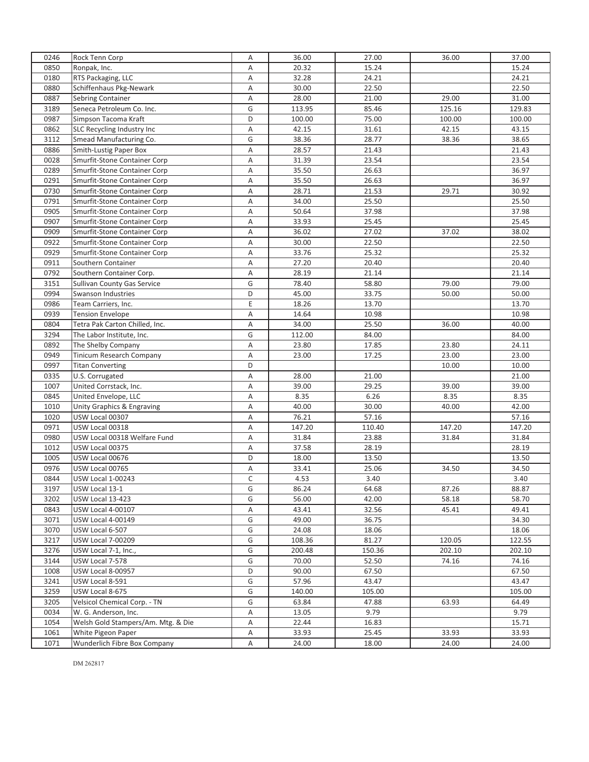| | | | | | | |
|---|---|---|---|---|---|---|
| 0246 | Rock Tenn Corp | A | 36.00 | 27.00 | 36.00 | 37.00 |
| 0850 | Ronpak, Inc. | A | 20.32 | 15.24 | | 15.24 |
| 0180 | RTS Packaging, LLC | A | 32.28 | 24.21 | | 24.21 |
| 0880 | Schiffenhaus Pkg-Newark | A | 30.00 | 22.50 | | 22.50 |
| 0887 | Sebring Container | A | 28.00 | 21.00 | 29.00 | 31.00 |
| 3189 | Seneca Petroleum Co. Inc. | G | 113.95 | 85.46 | 125.16 | 129.83 |
| 0987 | Simpson Tacoma Kraft | D | 100.00 | 75.00 | 100.00 | 100.00 |
| 0862 | SLC Recycling Industry Inc | A | 42.15 | 31.61 | 42.15 | 43.15 |
| 3112 | Smead Manufacturing Co. | G | 38.36 | 28.77 | 38.36 | 38.65 |
| 0886 | Smith-Lustig Paper Box | A | 28.57 | 21.43 | | 21.43 |
| 0028 | Smurfit-Stone Container Corp | A | 31.39 | 23.54 | | 23.54 |
| 0289 | Smurfit-Stone Container Corp | A | 35.50 | 26.63 | | 36.97 |
| 0291 | Smurfit-Stone Container Corp | A | 35.50 | 26.63 | | 36.97 |
| 0730 | Smurfit-Stone Container Corp | A | 28.71 | 21.53 | 29.71 | 30.92 |
| 0791 | Smurfit-Stone Container Corp | A | 34.00 | 25.50 | | 25.50 |
| 0905 | Smurfit-Stone Container Corp | A | 50.64 | 37.98 | | 37.98 |
| 0907 | Smurfit-Stone Container Corp | A | 33.93 | 25.45 | | 25.45 |
| 0909 | Smurfit-Stone Container Corp | A | 36.02 | 27.02 | 37.02 | 38.02 |
| 0922 | Smurfit-Stone Container Corp | A | 30.00 | 22.50 | | 22.50 |
| 0929 | Smurfit-Stone Container Corp | A | 33.76 | 25.32 | | 25.32 |
| 0911 | Southern Container | A | 27.20 | 20.40 | | 20.40 |
| 0792 | Southern Container Corp. | A | 28.19 | 21.14 | | 21.14 |
| 3151 | Sullivan County Gas Service | G | 78.40 | 58.80 | 79.00 | 79.00 |
| 0994 | Swanson Industries | D | 45.00 | 33.75 | 50.00 | 50.00 |
| 0986 | Team Carriers, Inc. | E | 18.26 | 13.70 | | 13.70 |
| 0939 | Tension Envelope | A | 14.64 | 10.98 | | 10.98 |
| 0804 | Tetra Pak Carton Chilled, Inc. | A | 34.00 | 25.50 | 36.00 | 40.00 |
| 3294 | The Labor Institute, Inc. | G | 112.00 | 84.00 | | 84.00 |
| 0892 | The Shelby Company | A | 23.80 | 17.85 | 23.80 | 24.11 |
| 0949 | Tinicum Research Company | A | 23.00 | 17.25 | 23.00 | 23.00 |
| 0997 | Titan Converting | D | | | 10.00 | 10.00 |
| 0335 | U.S. Corrugated | A | 28.00 | 21.00 | | 21.00 |
| 1007 | United Corrstack, Inc. | A | 39.00 | 29.25 | 39.00 | 39.00 |
| 0845 | United Envelope, LLC | A | 8.35 | 6.26 | 8.35 | 8.35 |
| 1010 | Unity Graphics & Engraving | A | 40.00 | 30.00 | 40.00 | 42.00 |
| 1020 | USW Local 00307 | A | 76.21 | 57.16 | | 57.16 |
| 0971 | USW Local 00318 | A | 147.20 | 110.40 | 147.20 | 147.20 |
| 0980 | USW Local 00318 Welfare Fund | A | 31.84 | 23.88 | 31.84 | 31.84 |
| 1012 | USW Local 00375 | A | 37.58 | 28.19 | | 28.19 |
| 1005 | USW Local 00676 | D | 18.00 | 13.50 | | 13.50 |
| 0976 | USW Local 00765 | A | 33.41 | 25.06 | 34.50 | 34.50 |
| 0844 | USW Local 1-00243 | C | 4.53 | 3.40 | | 3.40 |
| 3197 | USW Local 13-1 | G | 86.24 | 64.68 | 87.26 | 88.87 |
| 3202 | USW Local 13-423 | G | 56.00 | 42.00 | 58.18 | 58.70 |
| 0843 | USW Local 4-00107 | A | 43.41 | 32.56 | 45.41 | 49.41 |
| 3071 | USW Local 4-00149 | G | 49.00 | 36.75 | | 34.30 |
| 3070 | USW Local 6-507 | G | 24.08 | 18.06 | | 18.06 |
| 3217 | USW Local 7-00209 | G | 108.36 | 81.27 | 120.05 | 122.55 |
| 3276 | USW Local 7-1, Inc., | G | 200.48 | 150.36 | 202.10 | 202.10 |
| 3144 | USW Local 7-578 | G | 70.00 | 52.50 | 74.16 | 74.16 |
| 1008 | USW Local 8-00957 | D | 90.00 | 67.50 | | 67.50 |
| 3241 | USW Local 8-591 | G | 57.96 | 43.47 | | 43.47 |
| 3259 | USW Local 8-675 | G | 140.00 | 105.00 | | 105.00 |
| 3205 | Velsicol Chemical Corp. - TN | G | 63.84 | 47.88 | 63.93 | 64.49 |
| 0034 | W. G. Anderson, Inc. | A | 13.05 | 9.79 | | 9.79 |
| 1054 | Welsh Gold Stampers/Am. Mtg. & Die | A | 22.44 | 16.83 | | 15.71 |
| 1061 | White Pigeon Paper | A | 33.93 | 25.45 | 33.93 | 33.93 |
| 1071 | Wunderlich Fibre Box Company | A | 24.00 | 18.00 | 24.00 | 24.00 |

DM 262817